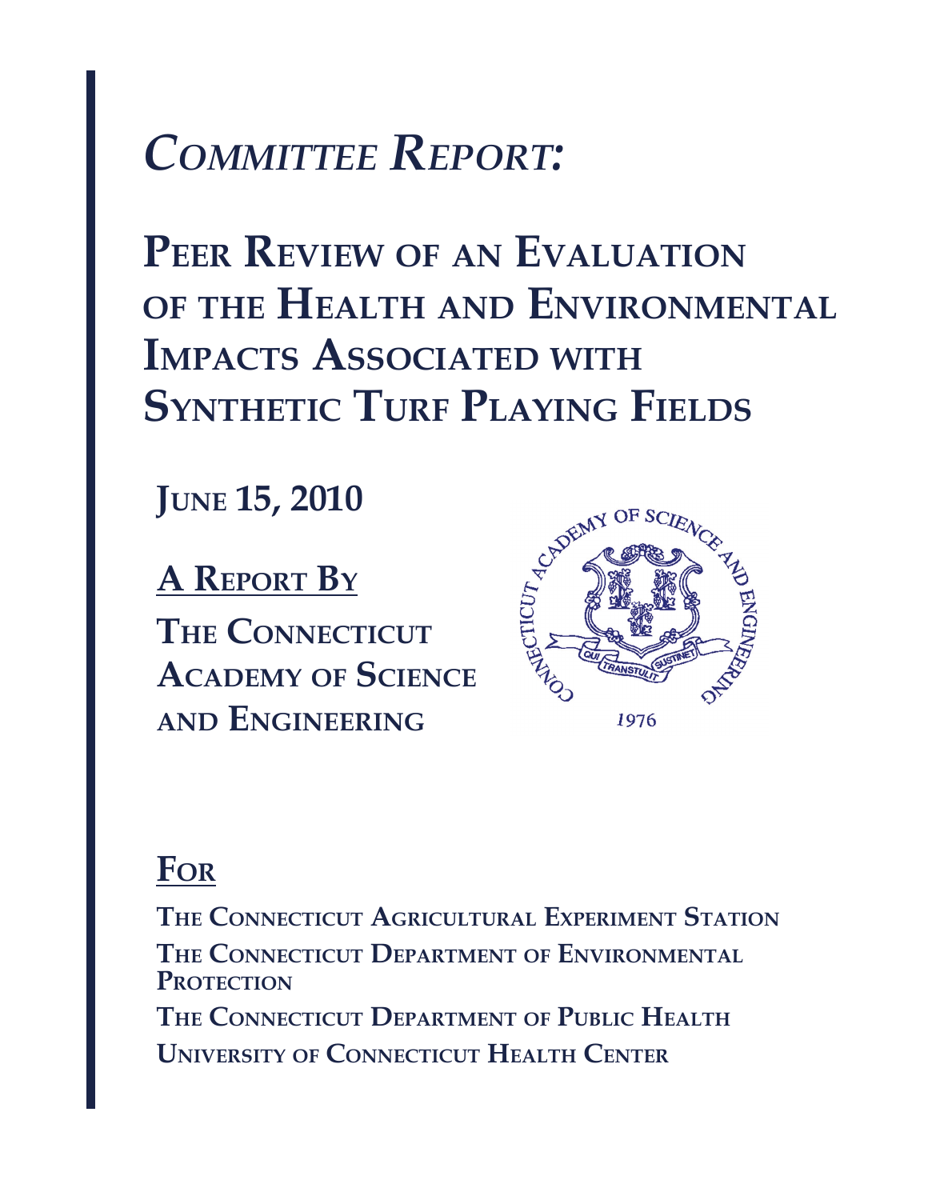# *Committee Report:*

# Peer Review of an Evaluation of the Health and Environmental Impacts Associated with Synthetic Turf Playing Fields

**June 15, 2010**

**A Report By**

**The Connecticut Academy of Science and Engineering**

Connecticut Academy of Science and Engineering

Qui Transtulit Sustinet

1976

**For**

**The Connecticut Agricultural Experiment Station**

**The Connecticut Department of Environmental Protection**

**The Connecticut Department of Public Health**

**University of Connecticut Health Center**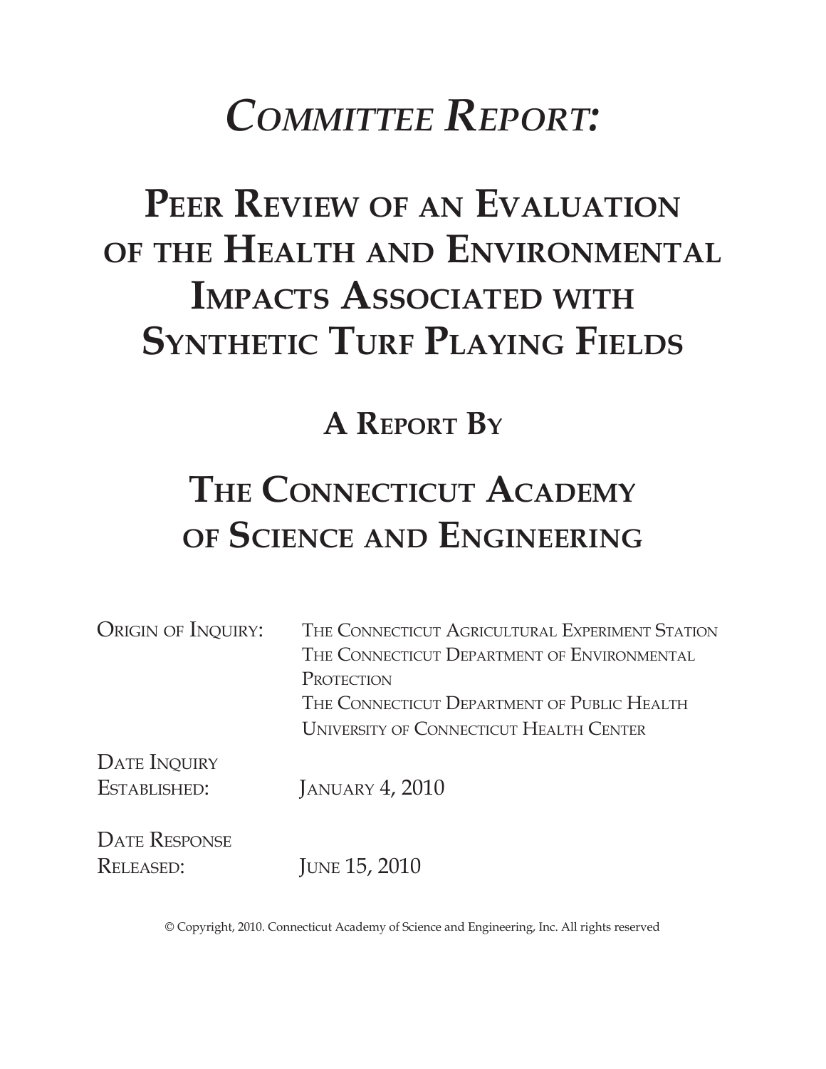# *Committee Report:*

# Peer Review of an Evaluation of the Health and Environmental Impacts Associated with Synthetic Turf Playing Fields

## A Report By

# The Connecticut Academy of Science and Engineering

| | |
|---|---|
| Origin of Inquiry: | The Connecticut Agricultural Experiment Station<br>The Connecticut Department of Environmental Protection<br>The Connecticut Department of Public Health<br>University of Connecticut Health Center |
| Date Inquiry Established: | January 4, 2010 |
| Date Response Released: | June 15, 2010 |

© Copyright, 2010. Connecticut Academy of Science and Engineering, Inc. All rights reserved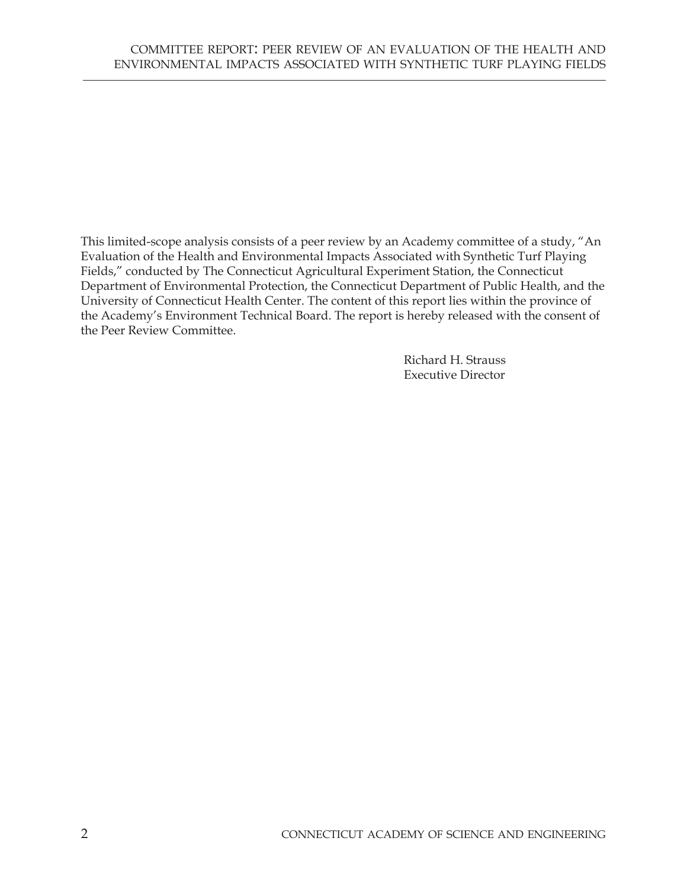This limited-scope analysis consists of a peer review by an Academy committee of a study, "An Evaluation of the Health and Environmental Impacts Associated with Synthetic Turf Playing Fields," conducted by The Connecticut Agricultural Experiment Station, the Connecticut Department of Environmental Protection, the Connecticut Department of Public Health, and the University of Connecticut Health Center. The content of this report lies within the province of the Academy's Environment Technical Board. The report is hereby released with the consent of the Peer Review Committee.

Richard H. Strauss
Executive Director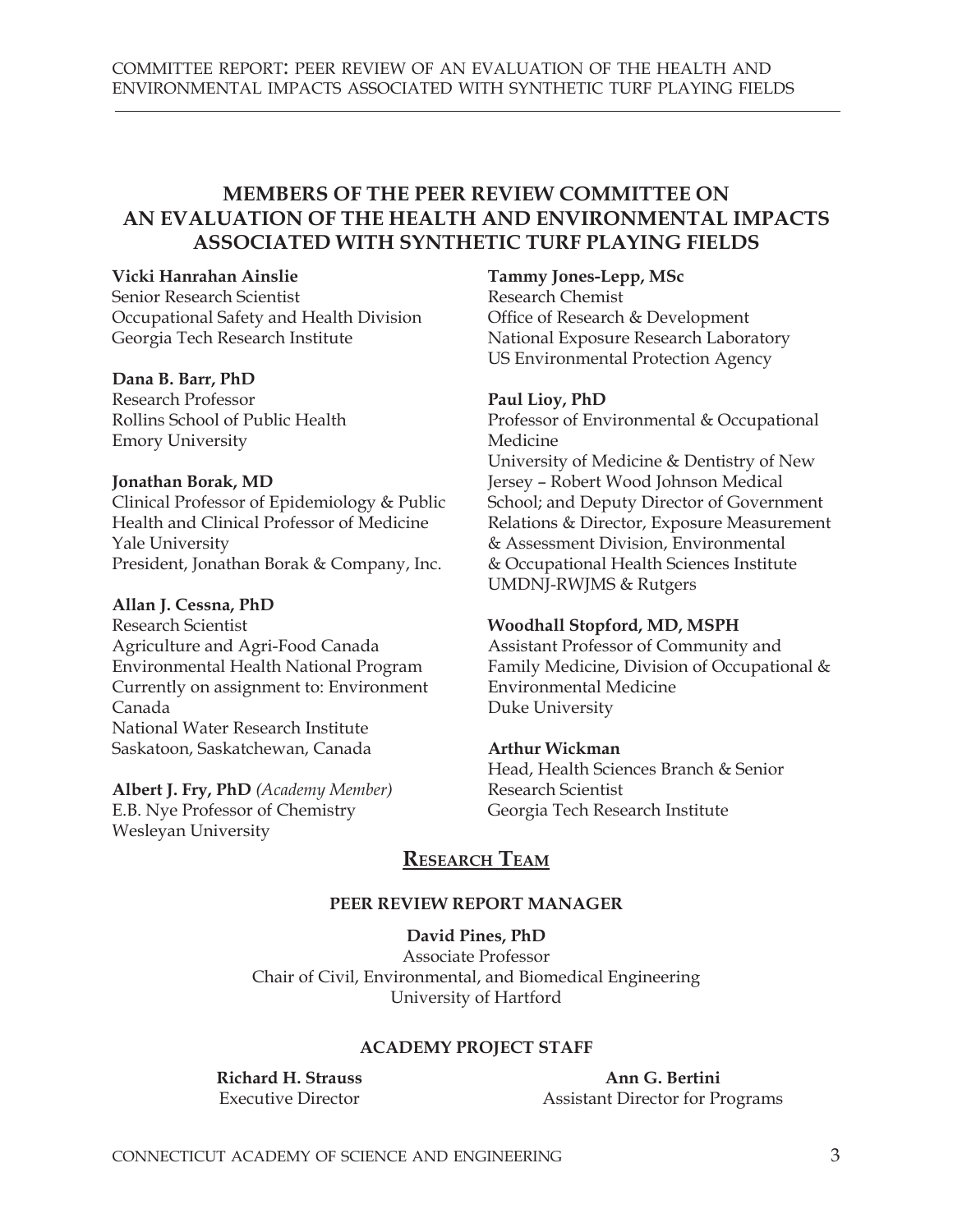## MEMBERS OF THE PEER REVIEW COMMITTEE ON AN EVALUATION OF THE HEALTH AND ENVIRONMENTAL IMPACTS ASSOCIATED WITH SYNTHETIC TURF PLAYING FIELDS

**Vicki Hanrahan Ainslie**
Senior Research Scientist
Occupational Safety and Health Division
Georgia Tech Research Institute

**Dana B. Barr, PhD**
Research Professor
Rollins School of Public Health
Emory University

**Jonathan Borak, MD**
Clinical Professor of Epidemiology & Public Health and Clinical Professor of Medicine
Yale University
President, Jonathan Borak & Company, Inc.

**Allan J. Cessna, PhD**
Research Scientist
Agriculture and Agri-Food Canada
Environmental Health National Program
Currently on assignment to: Environment Canada
National Water Research Institute
Saskatoon, Saskatchewan, Canada

**Albert J. Fry, PhD** *(Academy Member)*
E.B. Nye Professor of Chemistry
Wesleyan University

**Tammy Jones-Lepp, MSc**
Research Chemist
Office of Research & Development
National Exposure Research Laboratory
US Environmental Protection Agency

**Paul Lioy, PhD**
Professor of Environmental & Occupational Medicine
University of Medicine & Dentistry of New Jersey – Robert Wood Johnson Medical School; and Deputy Director of Government Relations & Director, Exposure Measurement & Assessment Division, Environmental & Occupational Health Sciences Institute
UMDNJ-RWJMS & Rutgers

**Woodhall Stopford, MD, MSPH**
Assistant Professor of Community and Family Medicine, Division of Occupational & Environmental Medicine
Duke University

**Arthur Wickman**
Head, Health Sciences Branch & Senior Research Scientist
Georgia Tech Research Institute

## RESEARCH TEAM

### PEER REVIEW REPORT MANAGER

**David Pines, PhD**
Associate Professor
Chair of Civil, Environmental, and Biomedical Engineering
University of Hartford

### ACADEMY PROJECT STAFF

**Richard H. Strauss**
Executive Director

**Ann G. Bertini**
Assistant Director for Programs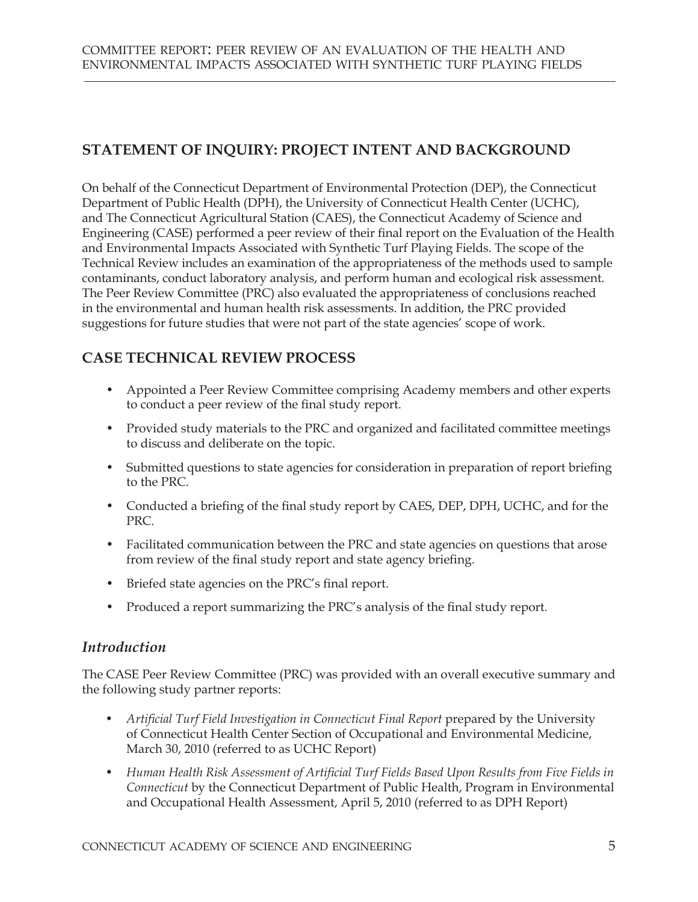## STATEMENT OF INQUIRY: PROJECT INTENT AND BACKGROUND

On behalf of the Connecticut Department of Environmental Protection (DEP), the Connecticut Department of Public Health (DPH), the University of Connecticut Health Center (UCHC), and The Connecticut Agricultural Station (CAES), the Connecticut Academy of Science and Engineering (CASE) performed a peer review of their final report on the Evaluation of the Health and Environmental Impacts Associated with Synthetic Turf Playing Fields. The scope of the Technical Review includes an examination of the appropriateness of the methods used to sample contaminants, conduct laboratory analysis, and perform human and ecological risk assessment. The Peer Review Committee (PRC) also evaluated the appropriateness of conclusions reached in the environmental and human health risk assessments. In addition, the PRC provided suggestions for future studies that were not part of the state agencies' scope of work.

## CASE TECHNICAL REVIEW PROCESS

- Appointed a Peer Review Committee comprising Academy members and other experts to conduct a peer review of the final study report.
- Provided study materials to the PRC and organized and facilitated committee meetings to discuss and deliberate on the topic.
- Submitted questions to state agencies for consideration in preparation of report briefing to the PRC.
- Conducted a briefing of the final study report by CAES, DEP, DPH, UCHC, and for the PRC.
- Facilitated communication between the PRC and state agencies on questions that arose from review of the final study report and state agency briefing.
- Briefed state agencies on the PRC's final report.
- Produced a report summarizing the PRC's analysis of the final study report.

### *Introduction*

The CASE Peer Review Committee (PRC) was provided with an overall executive summary and the following study partner reports:

- *Artificial Turf Field Investigation in Connecticut Final Report* prepared by the University of Connecticut Health Center Section of Occupational and Environmental Medicine, March 30, 2010 (referred to as UCHC Report)
- *Human Health Risk Assessment of Artificial Turf Fields Based Upon Results from Five Fields in Connecticut* by the Connecticut Department of Public Health, Program in Environmental and Occupational Health Assessment, April 5, 2010 (referred to as DPH Report)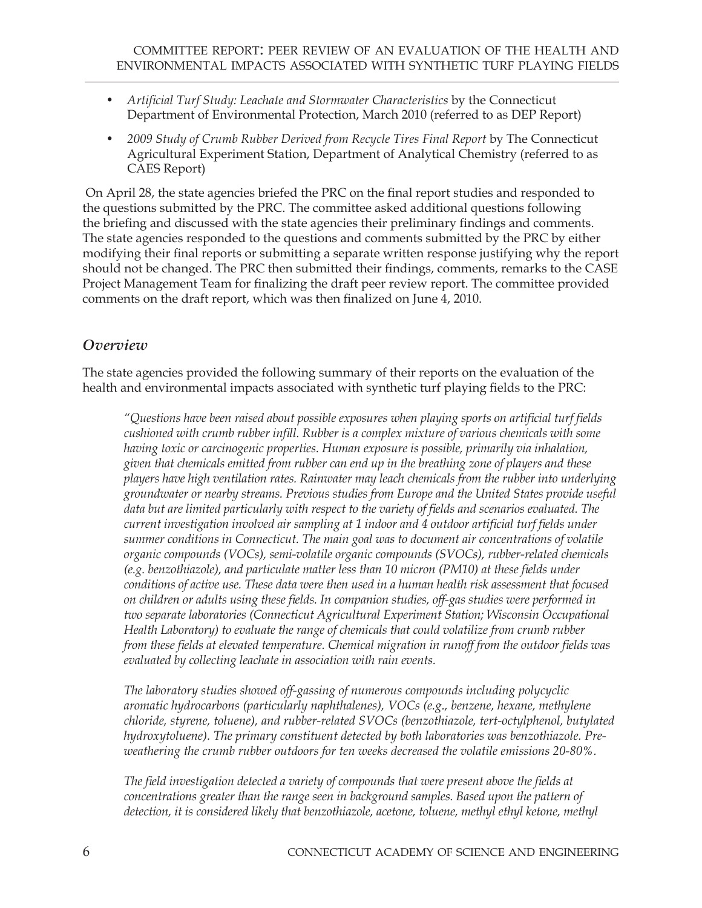- *Artificial Turf Study: Leachate and Stormwater Characteristics* by the Connecticut Department of Environmental Protection, March 2010 (referred to as DEP Report)
- *2009 Study of Crumb Rubber Derived from Recycle Tires Final Report* by The Connecticut Agricultural Experiment Station, Department of Analytical Chemistry (referred to as CAES Report)

On April 28, the state agencies briefed the PRC on the final report studies and responded to the questions submitted by the PRC. The committee asked additional questions following the briefing and discussed with the state agencies their preliminary findings and comments. The state agencies responded to the questions and comments submitted by the PRC by either modifying their final reports or submitting a separate written response justifying why the report should not be changed. The PRC then submitted their findings, comments, remarks to the CASE Project Management Team for finalizing the draft peer review report. The committee provided comments on the draft report, which was then finalized on June 4, 2010.

## *Overview*

The state agencies provided the following summary of their reports on the evaluation of the health and environmental impacts associated with synthetic turf playing fields to the PRC:

*"Questions have been raised about possible exposures when playing sports on artificial turf fields cushioned with crumb rubber infill. Rubber is a complex mixture of various chemicals with some having toxic or carcinogenic properties. Human exposure is possible, primarily via inhalation, given that chemicals emitted from rubber can end up in the breathing zone of players and these players have high ventilation rates. Rainwater may leach chemicals from the rubber into underlying groundwater or nearby streams. Previous studies from Europe and the United States provide useful data but are limited particularly with respect to the variety of fields and scenarios evaluated. The current investigation involved air sampling at 1 indoor and 4 outdoor artificial turf fields under summer conditions in Connecticut. The main goal was to document air concentrations of volatile organic compounds (VOCs), semi-volatile organic compounds (SVOCs), rubber-related chemicals (e.g. benzothiazole), and particulate matter less than 10 micron (PM10) at these fields under conditions of active use. These data were then used in a human health risk assessment that focused on children or adults using these fields. In companion studies, off-gas studies were performed in two separate laboratories (Connecticut Agricultural Experiment Station; Wisconsin Occupational Health Laboratory) to evaluate the range of chemicals that could volatilize from crumb rubber from these fields at elevated temperature. Chemical migration in runoff from the outdoor fields was evaluated by collecting leachate in association with rain events.*

*The laboratory studies showed off-gassing of numerous compounds including polycyclic aromatic hydrocarbons (particularly naphthalenes), VOCs (e.g., benzene, hexane, methylene chloride, styrene, toluene), and rubber-related SVOCs (benzothiazole, tert-octylphenol, butylated hydroxytoluene). The primary constituent detected by both laboratories was benzothiazole. Pre-weathering the crumb rubber outdoors for ten weeks decreased the volatile emissions 20-80%.*

*The field investigation detected a variety of compounds that were present above the fields at concentrations greater than the range seen in background samples. Based upon the pattern of detection, it is considered likely that benzothiazole, acetone, toluene, methyl ethyl ketone, methyl*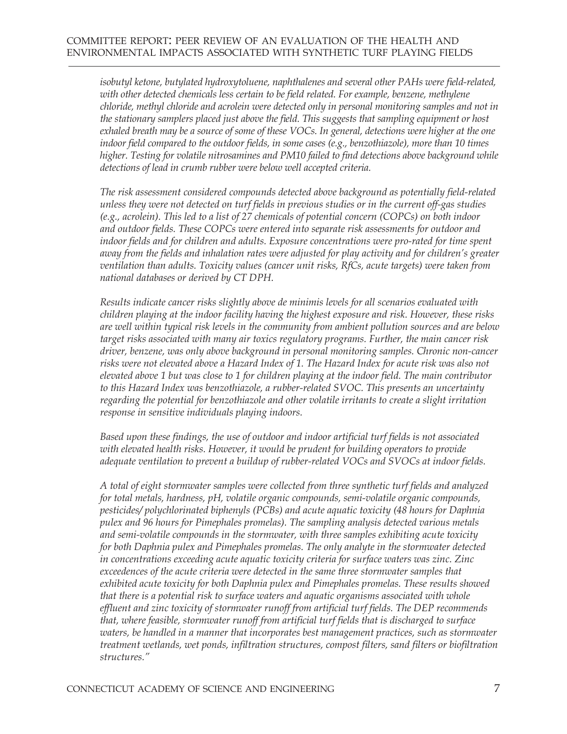*isobutyl ketone, butylated hydroxytoluene, naphthalenes and several other PAHs were field-related, with other detected chemicals less certain to be field related. For example, benzene, methylene chloride, methyl chloride and acrolein were detected only in personal monitoring samples and not in the stationary samplers placed just above the field. This suggests that sampling equipment or host exhaled breath may be a source of some of these VOCs. In general, detections were higher at the one indoor field compared to the outdoor fields, in some cases (e.g., benzothiazole), more than 10 times higher. Testing for volatile nitrosamines and PM10 failed to find detections above background while detections of lead in crumb rubber were below well accepted criteria.*

*The risk assessment considered compounds detected above background as potentially field-related unless they were not detected on turf fields in previous studies or in the current off-gas studies (e.g., acrolein). This led to a list of 27 chemicals of potential concern (COPCs) on both indoor and outdoor fields. These COPCs were entered into separate risk assessments for outdoor and indoor fields and for children and adults. Exposure concentrations were pro-rated for time spent away from the fields and inhalation rates were adjusted for play activity and for children's greater ventilation than adults. Toxicity values (cancer unit risks, RfCs, acute targets) were taken from national databases or derived by CT DPH.*

*Results indicate cancer risks slightly above de minimis levels for all scenarios evaluated with children playing at the indoor facility having the highest exposure and risk. However, these risks are well within typical risk levels in the community from ambient pollution sources and are below target risks associated with many air toxics regulatory programs. Further, the main cancer risk driver, benzene, was only above background in personal monitoring samples. Chronic non-cancer risks were not elevated above a Hazard Index of 1. The Hazard Index for acute risk was also not elevated above 1 but was close to 1 for children playing at the indoor field. The main contributor to this Hazard Index was benzothiazole, a rubber-related SVOC. This presents an uncertainty regarding the potential for benzothiazole and other volatile irritants to create a slight irritation response in sensitive individuals playing indoors.*

*Based upon these findings, the use of outdoor and indoor artificial turf fields is not associated with elevated health risks. However, it would be prudent for building operators to provide adequate ventilation to prevent a buildup of rubber-related VOCs and SVOCs at indoor fields.*

*A total of eight stormwater samples were collected from three synthetic turf fields and analyzed for total metals, hardness, pH, volatile organic compounds, semi-volatile organic compounds, pesticides/ polychlorinated biphenyls (PCBs) and acute aquatic toxicity (48 hours for Daphnia pulex and 96 hours for Pimephales promelas). The sampling analysis detected various metals and semi-volatile compounds in the stormwater, with three samples exhibiting acute toxicity for both Daphnia pulex and Pimephales promelas. The only analyte in the stormwater detected in concentrations exceeding acute aquatic toxicity criteria for surface waters was zinc. Zinc exceedences of the acute criteria were detected in the same three stormwater samples that exhibited acute toxicity for both Daphnia pulex and Pimephales promelas. These results showed that there is a potential risk to surface waters and aquatic organisms associated with whole effluent and zinc toxicity of stormwater runoff from artificial turf fields. The DEP recommends that, where feasible, stormwater runoff from artificial turf fields that is discharged to surface waters, be handled in a manner that incorporates best management practices, such as stormwater treatment wetlands, wet ponds, infiltration structures, compost filters, sand filters or biofiltration structures."*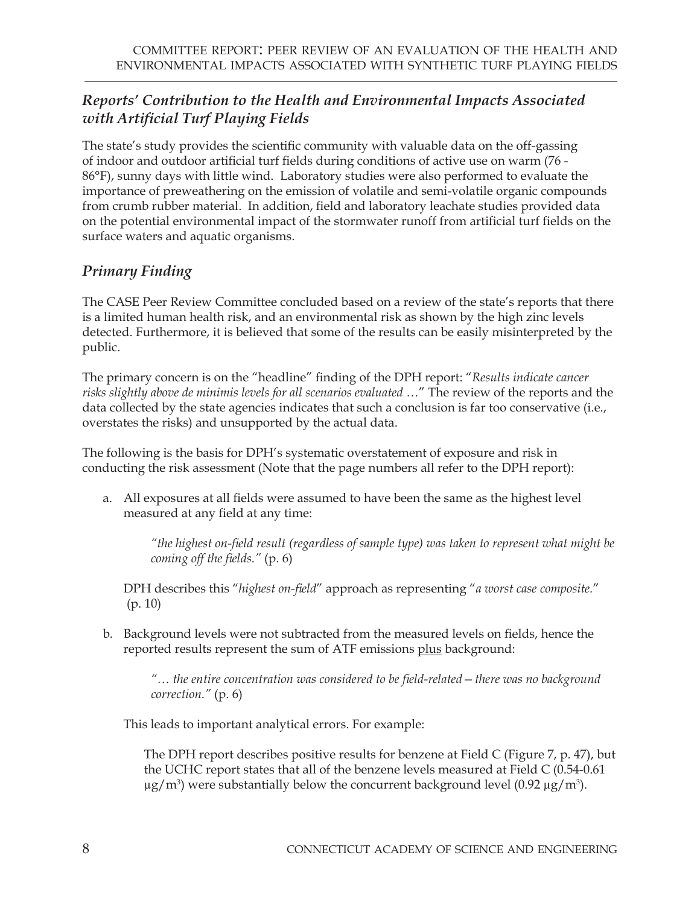## *Reports' Contribution to the Health and Environmental Impacts Associated with Artificial Turf Playing Fields*

The state's study provides the scientific community with valuable data on the off-gassing of indoor and outdoor artificial turf fields during conditions of active use on warm (76 - 86°F), sunny days with little wind. Laboratory studies were also performed to evaluate the importance of preweathering on the emission of volatile and semi-volatile organic compounds from crumb rubber material. In addition, field and laboratory leachate studies provided data on the potential environmental impact of the stormwater runoff from artificial turf fields on the surface waters and aquatic organisms.

## *Primary Finding*

The CASE Peer Review Committee concluded based on a review of the state's reports that there is a limited human health risk, and an environmental risk as shown by the high zinc levels detected. Furthermore, it is believed that some of the results can be easily misinterpreted by the public.

The primary concern is on the "headline" finding of the DPH report: "*Results indicate cancer risks slightly above de minimis levels for all scenarios evaluated …*" The review of the reports and the data collected by the state agencies indicates that such a conclusion is far too conservative (i.e., overstates the risks) and unsupported by the actual data.

The following is the basis for DPH's systematic overstatement of exposure and risk in conducting the risk assessment (Note that the page numbers all refer to the DPH report):

a. All exposures at all fields were assumed to have been the same as the highest level measured at any field at any time:

   *"the highest on-field result (regardless of sample type) was taken to represent what might be coming off the fields."* (p. 6)

   DPH describes this "*highest on-field*" approach as representing "*a worst case composite*." (p. 10)

b. Background levels were not subtracted from the measured levels on fields, hence the reported results represent the sum of ATF emissions plus background:

   *"… the entire concentration was considered to be field-related – there was no background correction."* (p. 6)

   This leads to important analytical errors. For example:

   The DPH report describes positive results for benzene at Field C (Figure 7, p. 47), but the UCHC report states that all of the benzene levels measured at Field C (0.54-0.61 $\mu g/m^3$) were substantially below the concurrent background level (0.92 $\mu g/m^3$).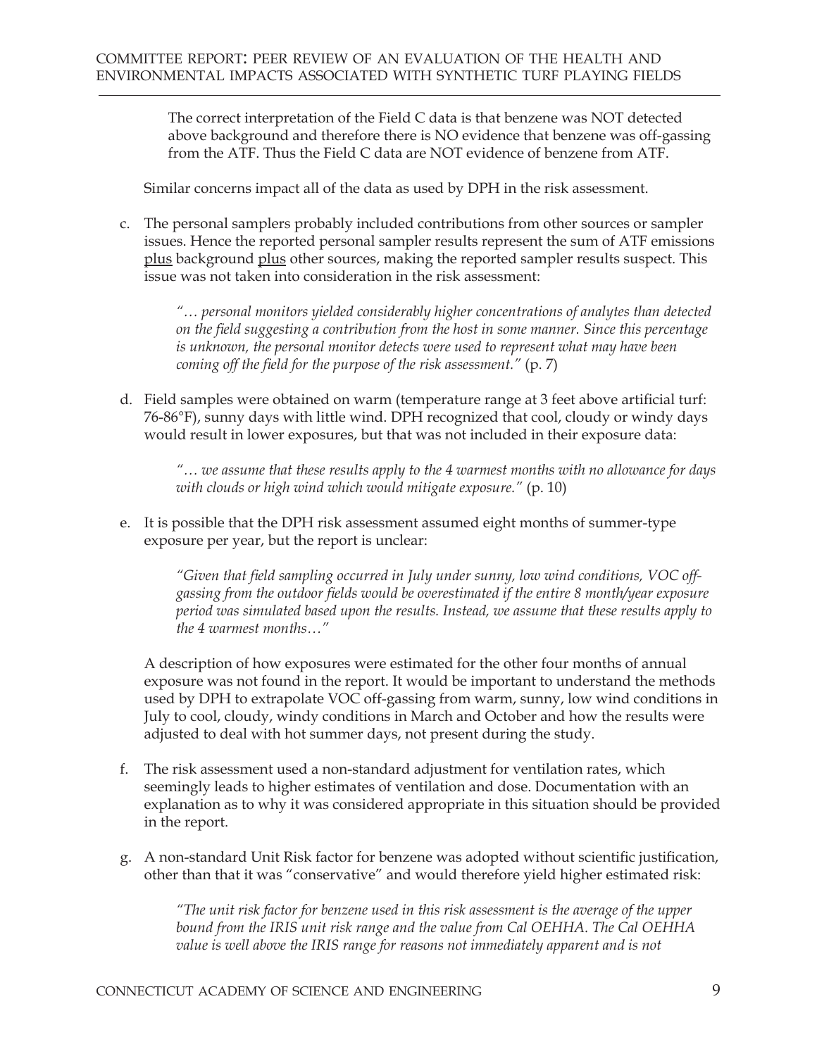The correct interpretation of the Field C data is that benzene was NOT detected above background and therefore there is NO evidence that benzene was off-gassing from the ATF. Thus the Field C data are NOT evidence of benzene from ATF.

Similar concerns impact all of the data as used by DPH in the risk assessment.

c. The personal samplers probably included contributions from other sources or sampler issues. Hence the reported personal sampler results represent the sum of ATF emissions plus background plus other sources, making the reported sampler results suspect. This issue was not taken into consideration in the risk assessment:

   > *"… personal monitors yielded considerably higher concentrations of analytes than detected on the field suggesting a contribution from the host in some manner. Since this percentage is unknown, the personal monitor detects were used to represent what may have been coming off the field for the purpose of the risk assessment."* (p. 7)

d. Field samples were obtained on warm (temperature range at 3 feet above artificial turf: 76-86°F), sunny days with little wind. DPH recognized that cool, cloudy or windy days would result in lower exposures, but that was not included in their exposure data:

   > *"… we assume that these results apply to the 4 warmest months with no allowance for days with clouds or high wind which would mitigate exposure."* (p. 10)

e. It is possible that the DPH risk assessment assumed eight months of summer-type exposure per year, but the report is unclear:

   > *"Given that field sampling occurred in July under sunny, low wind conditions, VOC off-gassing from the outdoor fields would be overestimated if the entire 8 month/year exposure period was simulated based upon the results. Instead, we assume that these results apply to the 4 warmest months…"*

   A description of how exposures were estimated for the other four months of annual exposure was not found in the report. It would be important to understand the methods used by DPH to extrapolate VOC off-gassing from warm, sunny, low wind conditions in July to cool, cloudy, windy conditions in March and October and how the results were adjusted to deal with hot summer days, not present during the study.

f. The risk assessment used a non-standard adjustment for ventilation rates, which seemingly leads to higher estimates of ventilation and dose. Documentation with an explanation as to why it was considered appropriate in this situation should be provided in the report.

g. A non-standard Unit Risk factor for benzene was adopted without scientific justification, other than that it was "conservative" and would therefore yield higher estimated risk:

   > *"The unit risk factor for benzene used in this risk assessment is the average of the upper bound from the IRIS unit risk range and the value from Cal OEHHA. The Cal OEHHA value is well above the IRIS range for reasons not immediately apparent and is not*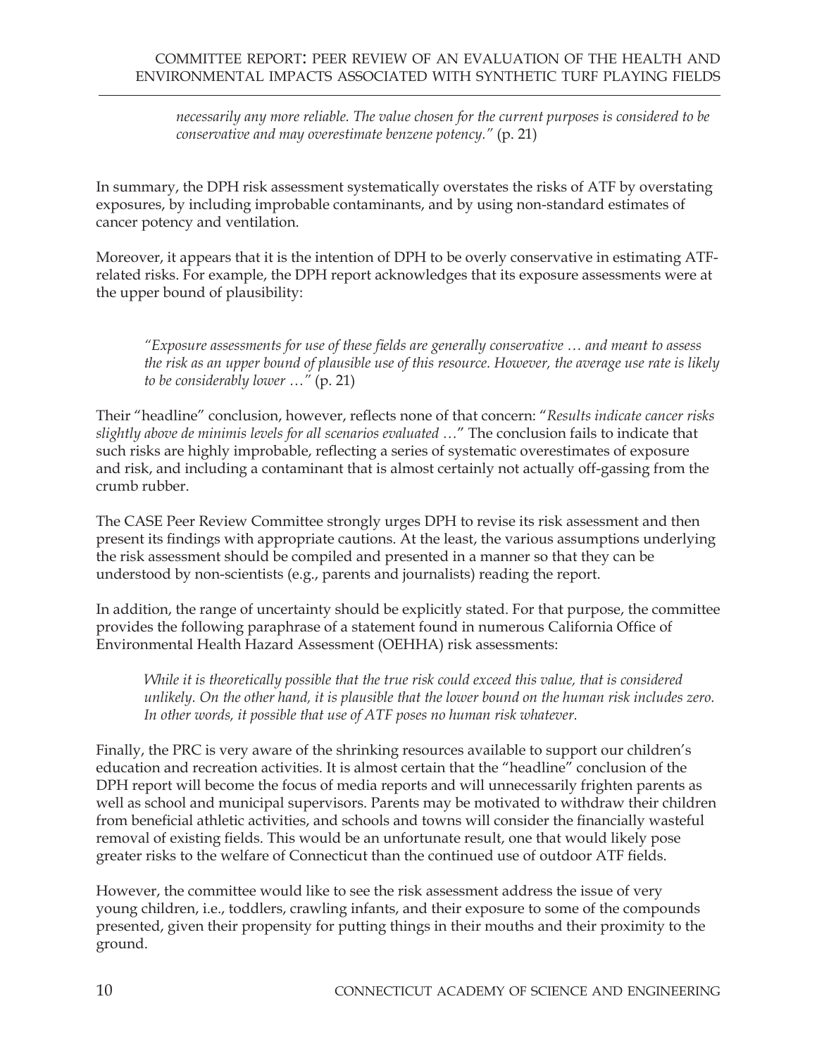*necessarily any more reliable. The value chosen for the current purposes is considered to be conservative and may overestimate benzene potency."* (p. 21)

In summary, the DPH risk assessment systematically overstates the risks of ATF by overstating exposures, by including improbable contaminants, and by using non-standard estimates of cancer potency and ventilation.

Moreover, it appears that it is the intention of DPH to be overly conservative in estimating ATF-related risks. For example, the DPH report acknowledges that its exposure assessments were at the upper bound of plausibility:

> *"Exposure assessments for use of these fields are generally conservative … and meant to assess the risk as an upper bound of plausible use of this resource. However, the average use rate is likely to be considerably lower …"* (p. 21)

Their "headline" conclusion, however, reflects none of that concern: "*Results indicate cancer risks slightly above de minimis levels for all scenarios evaluated …*" The conclusion fails to indicate that such risks are highly improbable, reflecting a series of systematic overestimates of exposure and risk, and including a contaminant that is almost certainly not actually off-gassing from the crumb rubber.

The CASE Peer Review Committee strongly urges DPH to revise its risk assessment and then present its findings with appropriate cautions. At the least, the various assumptions underlying the risk assessment should be compiled and presented in a manner so that they can be understood by non-scientists (e.g., parents and journalists) reading the report.

In addition, the range of uncertainty should be explicitly stated. For that purpose, the committee provides the following paraphrase of a statement found in numerous California Office of Environmental Health Hazard Assessment (OEHHA) risk assessments:

> *While it is theoretically possible that the true risk could exceed this value, that is considered unlikely. On the other hand, it is plausible that the lower bound on the human risk includes zero. In other words, it possible that use of ATF poses no human risk whatever.*

Finally, the PRC is very aware of the shrinking resources available to support our children's education and recreation activities. It is almost certain that the "headline" conclusion of the DPH report will become the focus of media reports and will unnecessarily frighten parents as well as school and municipal supervisors. Parents may be motivated to withdraw their children from beneficial athletic activities, and schools and towns will consider the financially wasteful removal of existing fields. This would be an unfortunate result, one that would likely pose greater risks to the welfare of Connecticut than the continued use of outdoor ATF fields.

However, the committee would like to see the risk assessment address the issue of very young children, i.e., toddlers, crawling infants, and their exposure to some of the compounds presented, given their propensity for putting things in their mouths and their proximity to the ground.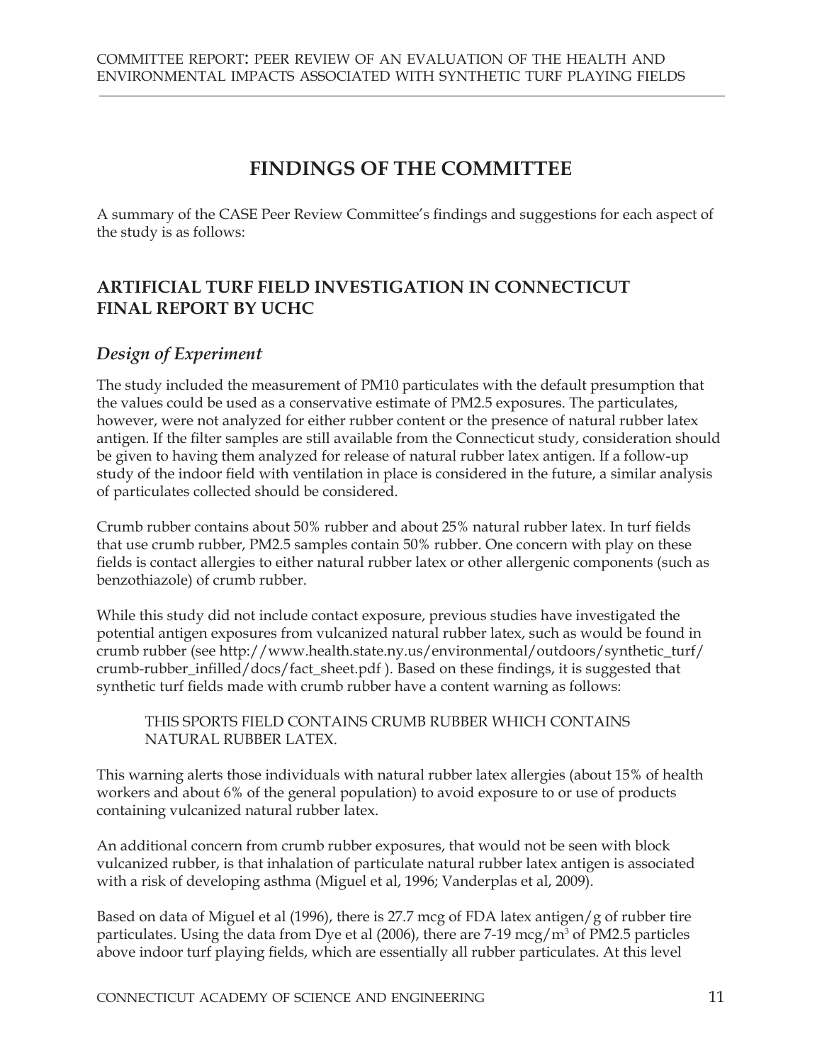# FINDINGS OF THE COMMITTEE

A summary of the CASE Peer Review Committee's findings and suggestions for each aspect of the study is as follows:

## ARTIFICIAL TURF FIELD INVESTIGATION IN CONNECTICUT FINAL REPORT BY UCHC

### *Design of Experiment*

The study included the measurement of PM10 particulates with the default presumption that the values could be used as a conservative estimate of PM2.5 exposures. The particulates, however, were not analyzed for either rubber content or the presence of natural rubber latex antigen. If the filter samples are still available from the Connecticut study, consideration should be given to having them analyzed for release of natural rubber latex antigen. If a follow-up study of the indoor field with ventilation in place is considered in the future, a similar analysis of particulates collected should be considered.

Crumb rubber contains about 50% rubber and about 25% natural rubber latex. In turf fields that use crumb rubber, PM2.5 samples contain 50% rubber. One concern with play on these fields is contact allergies to either natural rubber latex or other allergenic components (such as benzothiazole) of crumb rubber.

While this study did not include contact exposure, previous studies have investigated the potential antigen exposures from vulcanized natural rubber latex, such as would be found in crumb rubber (see http://www.health.state.ny.us/environmental/outdoors/synthetic_turf/crumb-rubber_infilled/docs/fact_sheet.pdf ). Based on these findings, it is suggested that synthetic turf fields made with crumb rubber have a content warning as follows:

> THIS SPORTS FIELD CONTAINS CRUMB RUBBER WHICH CONTAINS NATURAL RUBBER LATEX.

This warning alerts those individuals with natural rubber latex allergies (about 15% of health workers and about 6% of the general population) to avoid exposure to or use of products containing vulcanized natural rubber latex.

An additional concern from crumb rubber exposures, that would not be seen with block vulcanized rubber, is that inhalation of particulate natural rubber latex antigen is associated with a risk of developing asthma (Miguel et al, 1996; Vanderplas et al, 2009).

Based on data of Miguel et al (1996), there is 27.7 mcg of FDA latex antigen/g of rubber tire particulates. Using the data from Dye et al (2006), there are 7-19 mcg/m$^3$ of PM2.5 particles above indoor turf playing fields, which are essentially all rubber particulates. At this level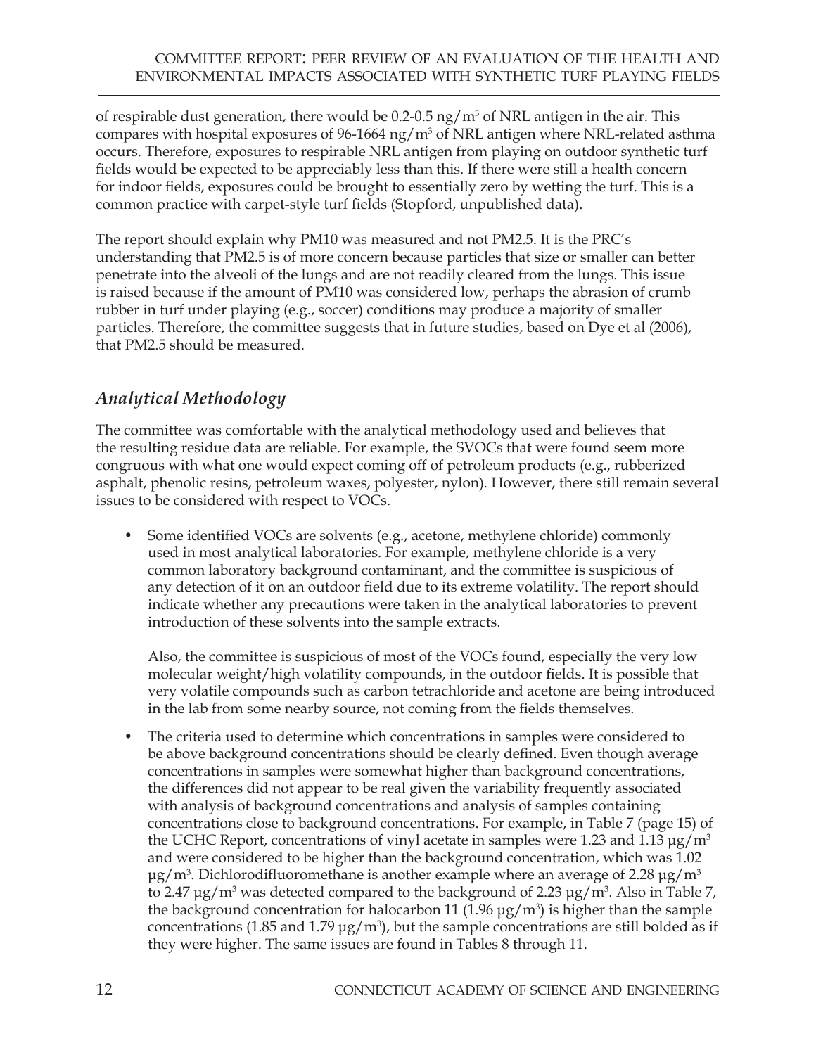of respirable dust generation, there would be 0.2-0.5 ng/m$^3$ of NRL antigen in the air. This compares with hospital exposures of 96-1664 ng/m$^3$ of NRL antigen where NRL-related asthma occurs. Therefore, exposures to respirable NRL antigen from playing on outdoor synthetic turf fields would be expected to be appreciably less than this. If there were still a health concern for indoor fields, exposures could be brought to essentially zero by wetting the turf. This is a common practice with carpet-style turf fields (Stopford, unpublished data).

The report should explain why PM10 was measured and not PM2.5. It is the PRC's understanding that PM2.5 is of more concern because particles that size or smaller can better penetrate into the alveoli of the lungs and are not readily cleared from the lungs. This issue is raised because if the amount of PM10 was considered low, perhaps the abrasion of crumb rubber in turf under playing (e.g., soccer) conditions may produce a majority of smaller particles. Therefore, the committee suggests that in future studies, based on Dye et al (2006), that PM2.5 should be measured.

## *Analytical Methodology*

The committee was comfortable with the analytical methodology used and believes that the resulting residue data are reliable. For example, the SVOCs that were found seem more congruous with what one would expect coming off of petroleum products (e.g., rubberized asphalt, phenolic resins, petroleum waxes, polyester, nylon). However, there still remain several issues to be considered with respect to VOCs.

- Some identified VOCs are solvents (e.g., acetone, methylene chloride) commonly used in most analytical laboratories. For example, methylene chloride is a very common laboratory background contaminant, and the committee is suspicious of any detection of it on an outdoor field due to its extreme volatility. The report should indicate whether any precautions were taken in the analytical laboratories to prevent introduction of these solvents into the sample extracts.

  Also, the committee is suspicious of most of the VOCs found, especially the very low molecular weight/high volatility compounds, in the outdoor fields. It is possible that very volatile compounds such as carbon tetrachloride and acetone are being introduced in the lab from some nearby source, not coming from the fields themselves.

- The criteria used to determine which concentrations in samples were considered to be above background concentrations should be clearly defined. Even though average concentrations in samples were somewhat higher than background concentrations, the differences did not appear to be real given the variability frequently associated with analysis of background concentrations and analysis of samples containing concentrations close to background concentrations. For example, in Table 7 (page 15) of the UCHC Report, concentrations of vinyl acetate in samples were 1.23 and 1.13 µg/m$^3$ and were considered to be higher than the background concentration, which was 1.02 µg/m$^3$. Dichlorodifluoromethane is another example where an average of 2.28 µg/m$^3$ to 2.47 µg/m$^3$ was detected compared to the background of 2.23 µg/m$^3$. Also in Table 7, the background concentration for halocarbon 11 (1.96 µg/m$^3$) is higher than the sample concentrations (1.85 and 1.79 µg/m$^3$), but the sample concentrations are still bolded as if they were higher. The same issues are found in Tables 8 through 11.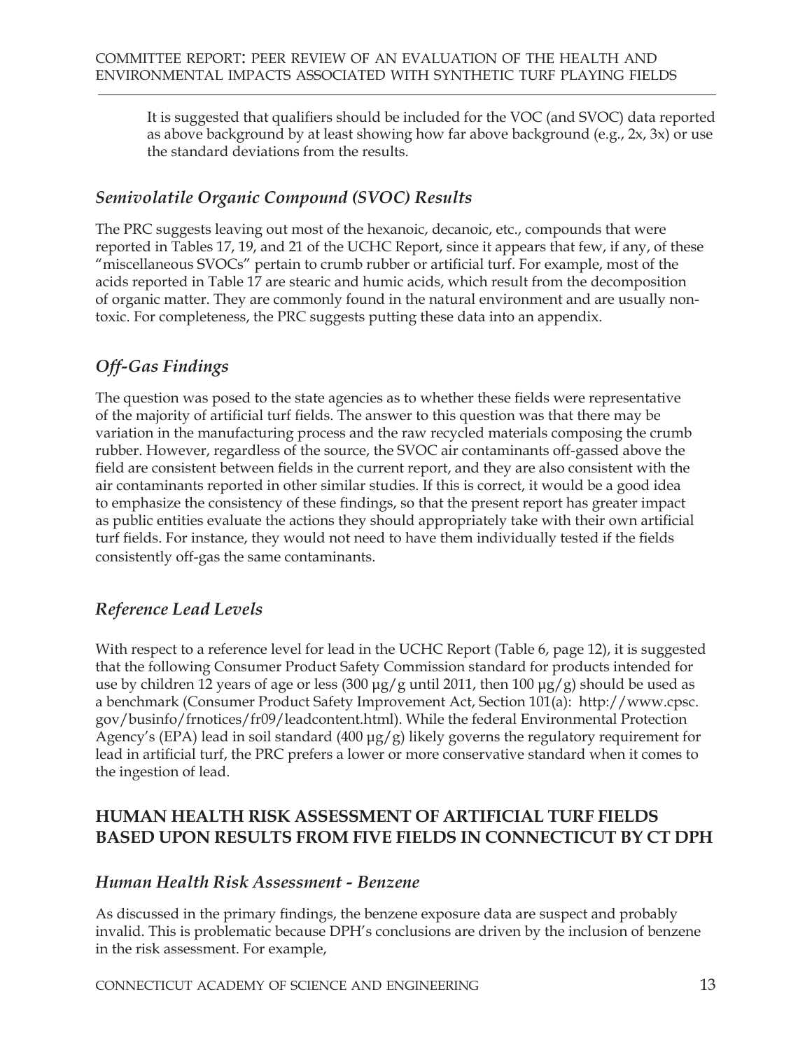It is suggested that qualifiers should be included for the VOC (and SVOC) data reported as above background by at least showing how far above background (e.g., 2x, 3x) or use the standard deviations from the results.

### *Semivolatile Organic Compound (SVOC) Results*

The PRC suggests leaving out most of the hexanoic, decanoic, etc., compounds that were reported in Tables 17, 19, and 21 of the UCHC Report, since it appears that few, if any, of these "miscellaneous SVOCs" pertain to crumb rubber or artificial turf. For example, most of the acids reported in Table 17 are stearic and humic acids, which result from the decomposition of organic matter. They are commonly found in the natural environment and are usually non-toxic. For completeness, the PRC suggests putting these data into an appendix.

### *Off-Gas Findings*

The question was posed to the state agencies as to whether these fields were representative of the majority of artificial turf fields. The answer to this question was that there may be variation in the manufacturing process and the raw recycled materials composing the crumb rubber. However, regardless of the source, the SVOC air contaminants off-gassed above the field are consistent between fields in the current report, and they are also consistent with the air contaminants reported in other similar studies. If this is correct, it would be a good idea to emphasize the consistency of these findings, so that the present report has greater impact as public entities evaluate the actions they should appropriately take with their own artificial turf fields. For instance, they would not need to have them individually tested if the fields consistently off-gas the same contaminants.

### *Reference Lead Levels*

With respect to a reference level for lead in the UCHC Report (Table 6, page 12), it is suggested that the following Consumer Product Safety Commission standard for products intended for use by children 12 years of age or less (300 µg/g until 2011, then 100 µg/g) should be used as a benchmark (Consumer Product Safety Improvement Act, Section 101(a): http://www.cpsc.gov/businfo/frnotices/fr09/leadcontent.html). While the federal Environmental Protection Agency's (EPA) lead in soil standard (400 µg/g) likely governs the regulatory requirement for lead in artificial turf, the PRC prefers a lower or more conservative standard when it comes to the ingestion of lead.

## HUMAN HEALTH RISK ASSESSMENT OF ARTIFICIAL TURF FIELDS BASED UPON RESULTS FROM FIVE FIELDS IN CONNECTICUT BY CT DPH

### *Human Health Risk Assessment - Benzene*

As discussed in the primary findings, the benzene exposure data are suspect and probably invalid. This is problematic because DPH's conclusions are driven by the inclusion of benzene in the risk assessment. For example,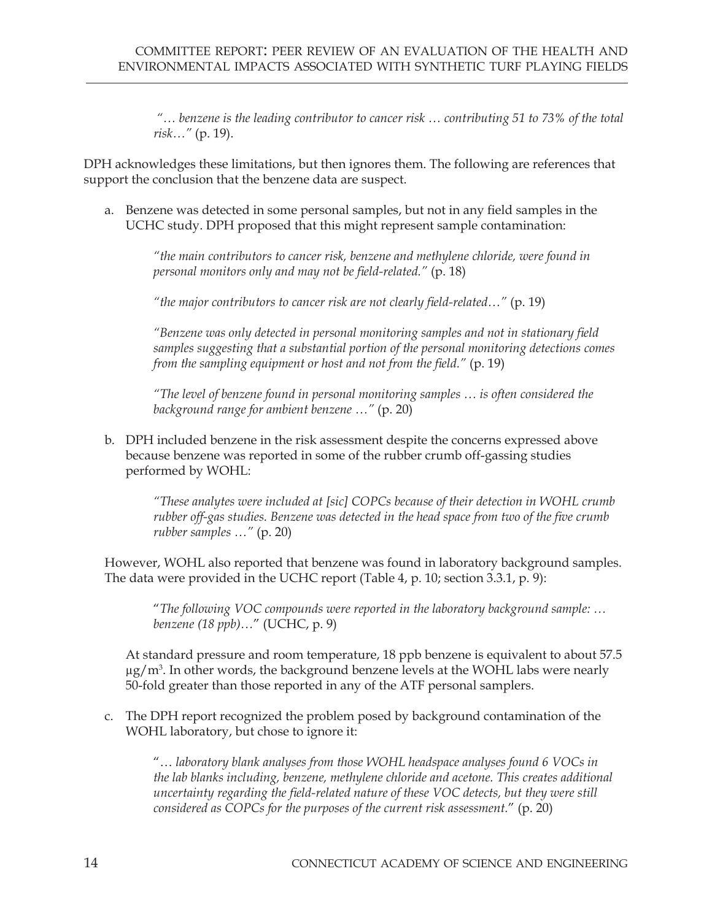*"… benzene is the leading contributor to cancer risk … contributing 51 to 73% of the total risk…"* (p. 19).

DPH acknowledges these limitations, but then ignores them. The following are references that support the conclusion that the benzene data are suspect.

a. Benzene was detected in some personal samples, but not in any field samples in the UCHC study. DPH proposed that this might represent sample contamination:

   *"the main contributors to cancer risk, benzene and methylene chloride, were found in personal monitors only and may not be field-related."* (p. 18)

   *"the major contributors to cancer risk are not clearly field-related…"* (p. 19)

   *"Benzene was only detected in personal monitoring samples and not in stationary field samples suggesting that a substantial portion of the personal monitoring detections comes from the sampling equipment or host and not from the field."* (p. 19)

   *"The level of benzene found in personal monitoring samples … is often considered the background range for ambient benzene …"* (p. 20)

b. DPH included benzene in the risk assessment despite the concerns expressed above because benzene was reported in some of the rubber crumb off-gassing studies performed by WOHL:

   *"These analytes were included at [sic] COPCs because of their detection in WOHL crumb rubber off-gas studies. Benzene was detected in the head space from two of the five crumb rubber samples …"* (p. 20)

   However, WOHL also reported that benzene was found in laboratory background samples. The data were provided in the UCHC report (Table 4, p. 10; section 3.3.1, p. 9):

   "*The following VOC compounds were reported in the laboratory background sample: … benzene (18 ppb)*…" (UCHC, p. 9)

   At standard pressure and room temperature, 18 ppb benzene is equivalent to about 57.5 $\mu g/m^3$. In other words, the background benzene levels at the WOHL labs were nearly 50-fold greater than those reported in any of the ATF personal samplers.

c. The DPH report recognized the problem posed by background contamination of the WOHL laboratory, but chose to ignore it:

   "*… laboratory blank analyses from those WOHL headspace analyses found 6 VOCs in the lab blanks including, benzene, methylene chloride and acetone. This creates additional uncertainty regarding the field-related nature of these VOC detects, but they were still considered as COPCs for the purposes of the current risk assessment.*" (p. 20)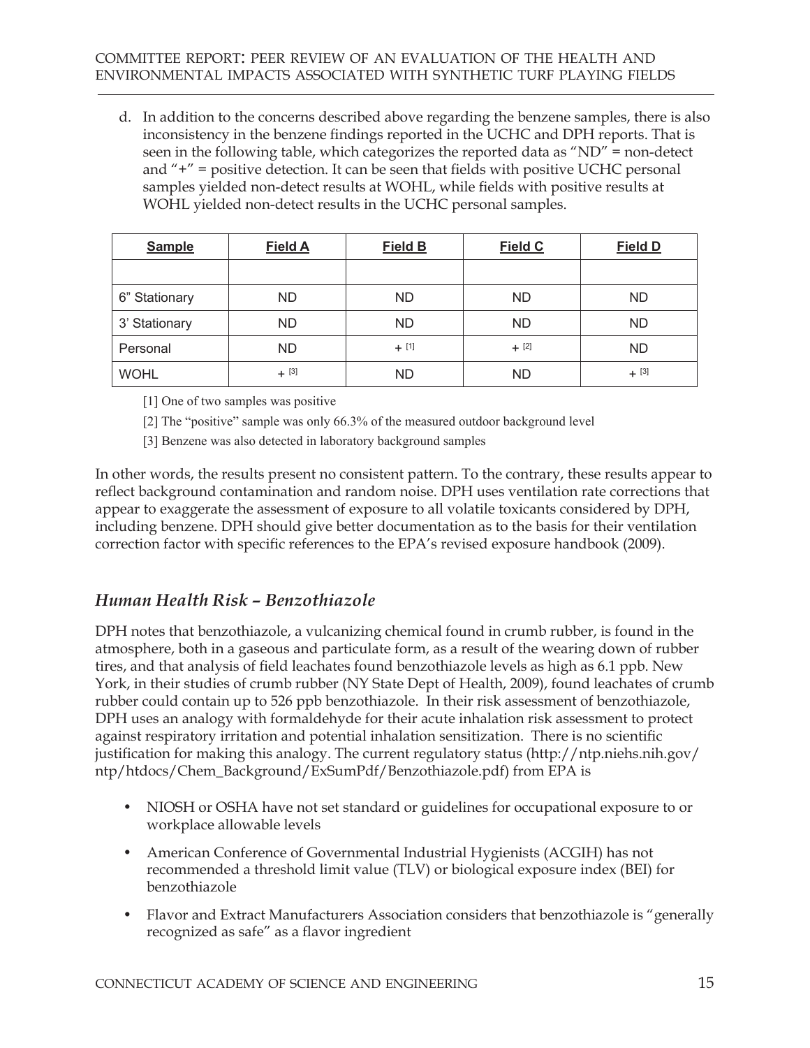d. In addition to the concerns described above regarding the benzene samples, there is also inconsistency in the benzene findings reported in the UCHC and DPH reports. That is seen in the following table, which categorizes the reported data as "ND" = non-detect and "+" = positive detection. It can be seen that fields with positive UCHC personal samples yielded non-detect results at WOHL, while fields with positive results at WOHL yielded non-detect results in the UCHC personal samples.

| Sample | Field A | Field B | Field C | Field D |
|---|---|---|---|---|
| | | | | |
| 6" Stationary | ND | ND | ND | ND |
| 3' Stationary | ND | ND | ND | ND |
| Personal | ND | + [1] | + [2] | ND |
| WOHL | + [3] | ND | ND | + [3] |

[1] One of two samples was positive

[2] The "positive" sample was only 66.3% of the measured outdoor background level

[3] Benzene was also detected in laboratory background samples

In other words, the results present no consistent pattern. To the contrary, these results appear to reflect background contamination and random noise. DPH uses ventilation rate corrections that appear to exaggerate the assessment of exposure to all volatile toxicants considered by DPH, including benzene. DPH should give better documentation as to the basis for their ventilation correction factor with specific references to the EPA's revised exposure handbook (2009).

## *Human Health Risk – Benzothiazole*

DPH notes that benzothiazole, a vulcanizing chemical found in crumb rubber, is found in the atmosphere, both in a gaseous and particulate form, as a result of the wearing down of rubber tires, and that analysis of field leachates found benzothiazole levels as high as 6.1 ppb. New York, in their studies of crumb rubber (NY State Dept of Health, 2009), found leachates of crumb rubber could contain up to 526 ppb benzothiazole. In their risk assessment of benzothiazole, DPH uses an analogy with formaldehyde for their acute inhalation risk assessment to protect against respiratory irritation and potential inhalation sensitization. There is no scientific justification for making this analogy. The current regulatory status (http://ntp.niehs.nih.gov/ntp/htdocs/Chem_Background/ExSumPdf/Benzothiazole.pdf) from EPA is

- NIOSH or OSHA have not set standard or guidelines for occupational exposure to or workplace allowable levels
- American Conference of Governmental Industrial Hygienists (ACGIH) has not recommended a threshold limit value (TLV) or biological exposure index (BEI) for benzothiazole
- Flavor and Extract Manufacturers Association considers that benzothiazole is "generally recognized as safe" as a flavor ingredient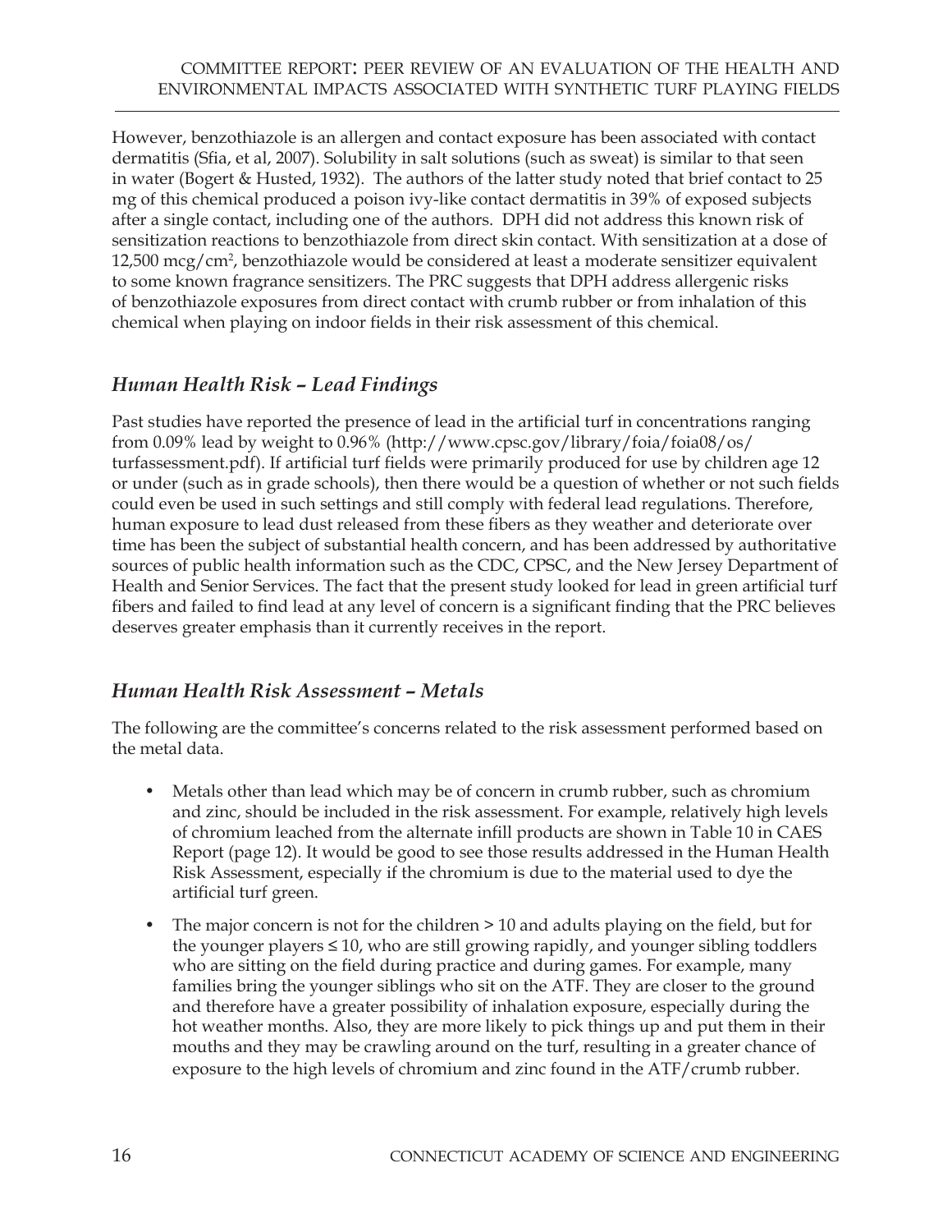However, benzothiazole is an allergen and contact exposure has been associated with contact dermatitis (Sfia, et al, 2007). Solubility in salt solutions (such as sweat) is similar to that seen in water (Bogert & Husted, 1932). The authors of the latter study noted that brief contact to 25 mg of this chemical produced a poison ivy-like contact dermatitis in 39% of exposed subjects after a single contact, including one of the authors. DPH did not address this known risk of sensitization reactions to benzothiazole from direct skin contact. With sensitization at a dose of 12,500 mcg/cm$^2$, benzothiazole would be considered at least a moderate sensitizer equivalent to some known fragrance sensitizers. The PRC suggests that DPH address allergenic risks of benzothiazole exposures from direct contact with crumb rubber or from inhalation of this chemical when playing on indoor fields in their risk assessment of this chemical.

## *Human Health Risk – Lead Findings*

Past studies have reported the presence of lead in the artificial turf in concentrations ranging from 0.09% lead by weight to 0.96% (http://www.cpsc.gov/library/foia/foia08/os/turfassessment.pdf). If artificial turf fields were primarily produced for use by children age 12 or under (such as in grade schools), then there would be a question of whether or not such fields could even be used in such settings and still comply with federal lead regulations. Therefore, human exposure to lead dust released from these fibers as they weather and deteriorate over time has been the subject of substantial health concern, and has been addressed by authoritative sources of public health information such as the CDC, CPSC, and the New Jersey Department of Health and Senior Services. The fact that the present study looked for lead in green artificial turf fibers and failed to find lead at any level of concern is a significant finding that the PRC believes deserves greater emphasis than it currently receives in the report.

## *Human Health Risk Assessment – Metals*

The following are the committee's concerns related to the risk assessment performed based on the metal data.

- Metals other than lead which may be of concern in crumb rubber, such as chromium and zinc, should be included in the risk assessment. For example, relatively high levels of chromium leached from the alternate infill products are shown in Table 10 in CAES Report (page 12). It would be good to see those results addressed in the Human Health Risk Assessment, especially if the chromium is due to the material used to dye the artificial turf green.
- The major concern is not for the children > 10 and adults playing on the field, but for the younger players ≤ 10, who are still growing rapidly, and younger sibling toddlers who are sitting on the field during practice and during games. For example, many families bring the younger siblings who sit on the ATF. They are closer to the ground and therefore have a greater possibility of inhalation exposure, especially during the hot weather months. Also, they are more likely to pick things up and put them in their mouths and they may be crawling around on the turf, resulting in a greater chance of exposure to the high levels of chromium and zinc found in the ATF/crumb rubber.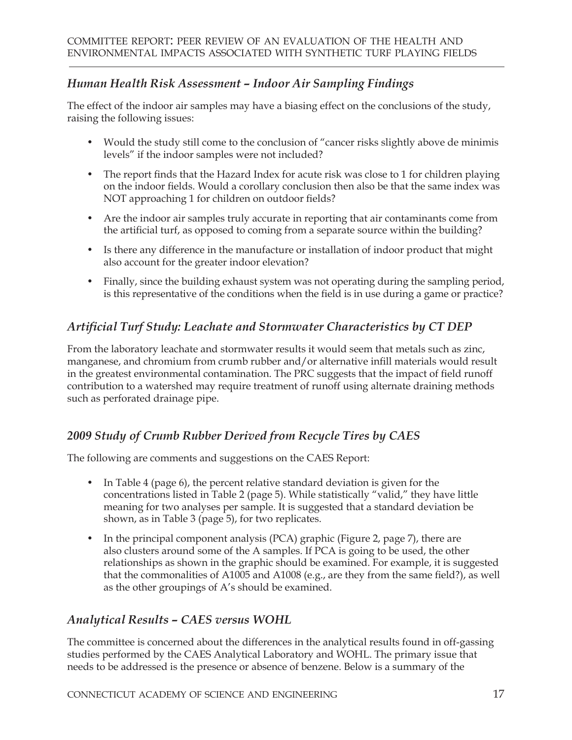### *Human Health Risk Assessment – Indoor Air Sampling Findings*

The effect of the indoor air samples may have a biasing effect on the conclusions of the study, raising the following issues:

- Would the study still come to the conclusion of "cancer risks slightly above de minimis levels" if the indoor samples were not included?
- The report finds that the Hazard Index for acute risk was close to 1 for children playing on the indoor fields. Would a corollary conclusion then also be that the same index was NOT approaching 1 for children on outdoor fields?
- Are the indoor air samples truly accurate in reporting that air contaminants come from the artificial turf, as opposed to coming from a separate source within the building?
- Is there any difference in the manufacture or installation of indoor product that might also account for the greater indoor elevation?
- Finally, since the building exhaust system was not operating during the sampling period, is this representative of the conditions when the field is in use during a game or practice?

### *Artificial Turf Study: Leachate and Stormwater Characteristics by CT DEP*

From the laboratory leachate and stormwater results it would seem that metals such as zinc, manganese, and chromium from crumb rubber and/or alternative infill materials would result in the greatest environmental contamination. The PRC suggests that the impact of field runoff contribution to a watershed may require treatment of runoff using alternate draining methods such as perforated drainage pipe.

### *2009 Study of Crumb Rubber Derived from Recycle Tires by CAES*

The following are comments and suggestions on the CAES Report:

- In Table 4 (page 6), the percent relative standard deviation is given for the concentrations listed in Table 2 (page 5). While statistically "valid," they have little meaning for two analyses per sample. It is suggested that a standard deviation be shown, as in Table 3 (page 5), for two replicates.
- In the principal component analysis (PCA) graphic (Figure 2, page 7), there are also clusters around some of the A samples. If PCA is going to be used, the other relationships as shown in the graphic should be examined. For example, it is suggested that the commonalities of A1005 and A1008 (e.g., are they from the same field?), as well as the other groupings of A's should be examined.

### *Analytical Results – CAES versus WOHL*

The committee is concerned about the differences in the analytical results found in off-gassing studies performed by the CAES Analytical Laboratory and WOHL. The primary issue that needs to be addressed is the presence or absence of benzene. Below is a summary of the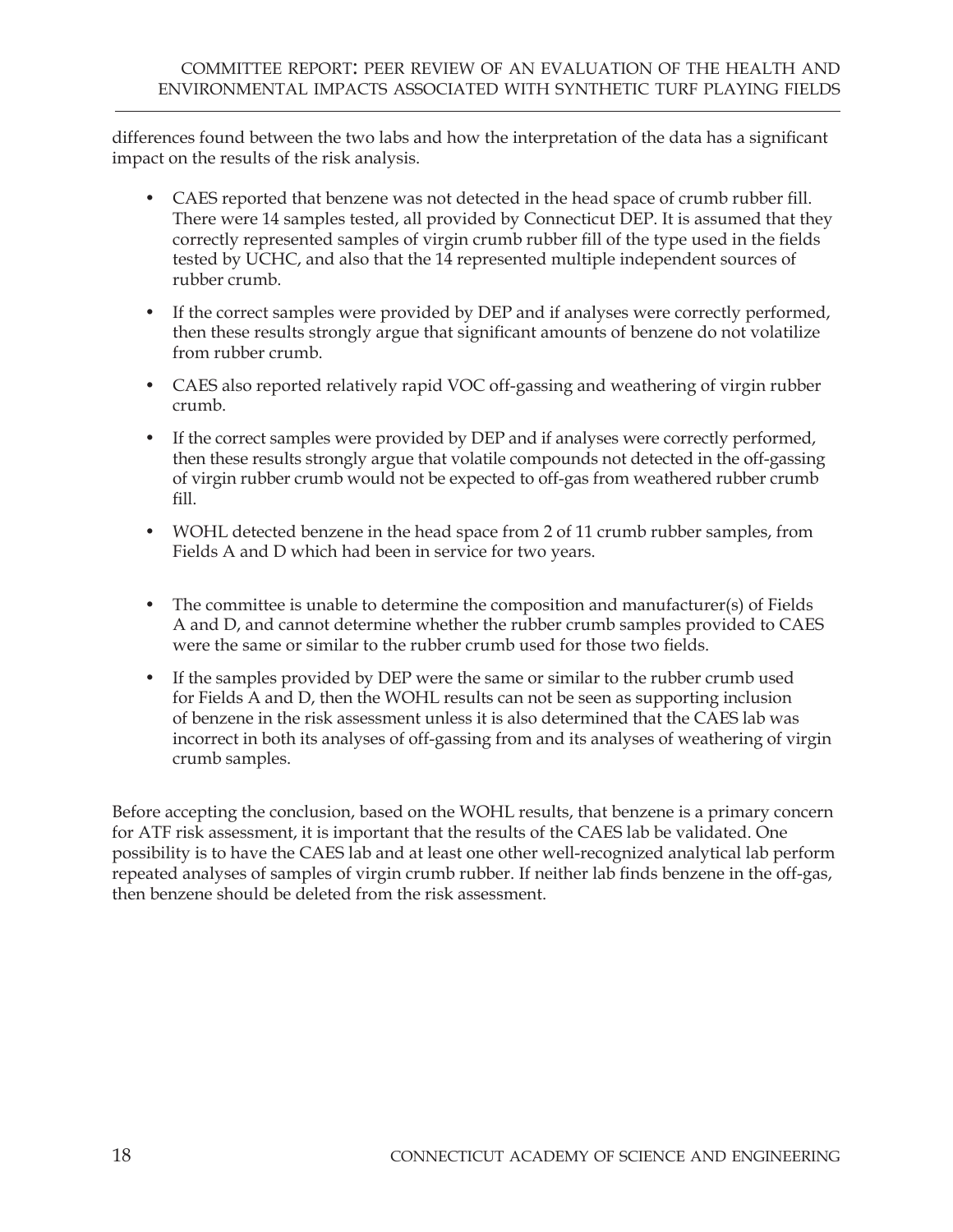differences found between the two labs and how the interpretation of the data has a significant impact on the results of the risk analysis.

- CAES reported that benzene was not detected in the head space of crumb rubber fill. There were 14 samples tested, all provided by Connecticut DEP. It is assumed that they correctly represented samples of virgin crumb rubber fill of the type used in the fields tested by UCHC, and also that the 14 represented multiple independent sources of rubber crumb.
- If the correct samples were provided by DEP and if analyses were correctly performed, then these results strongly argue that significant amounts of benzene do not volatilize from rubber crumb.
- CAES also reported relatively rapid VOC off-gassing and weathering of virgin rubber crumb.
- If the correct samples were provided by DEP and if analyses were correctly performed, then these results strongly argue that volatile compounds not detected in the off-gassing of virgin rubber crumb would not be expected to off-gas from weathered rubber crumb fill.
- WOHL detected benzene in the head space from 2 of 11 crumb rubber samples, from Fields A and D which had been in service for two years.
- The committee is unable to determine the composition and manufacturer(s) of Fields A and D, and cannot determine whether the rubber crumb samples provided to CAES were the same or similar to the rubber crumb used for those two fields.
- If the samples provided by DEP were the same or similar to the rubber crumb used for Fields A and D, then the WOHL results can not be seen as supporting inclusion of benzene in the risk assessment unless it is also determined that the CAES lab was incorrect in both its analyses of off-gassing from and its analyses of weathering of virgin crumb samples.

Before accepting the conclusion, based on the WOHL results, that benzene is a primary concern for ATF risk assessment, it is important that the results of the CAES lab be validated. One possibility is to have the CAES lab and at least one other well-recognized analytical lab perform repeated analyses of samples of virgin crumb rubber. If neither lab finds benzene in the off-gas, then benzene should be deleted from the risk assessment.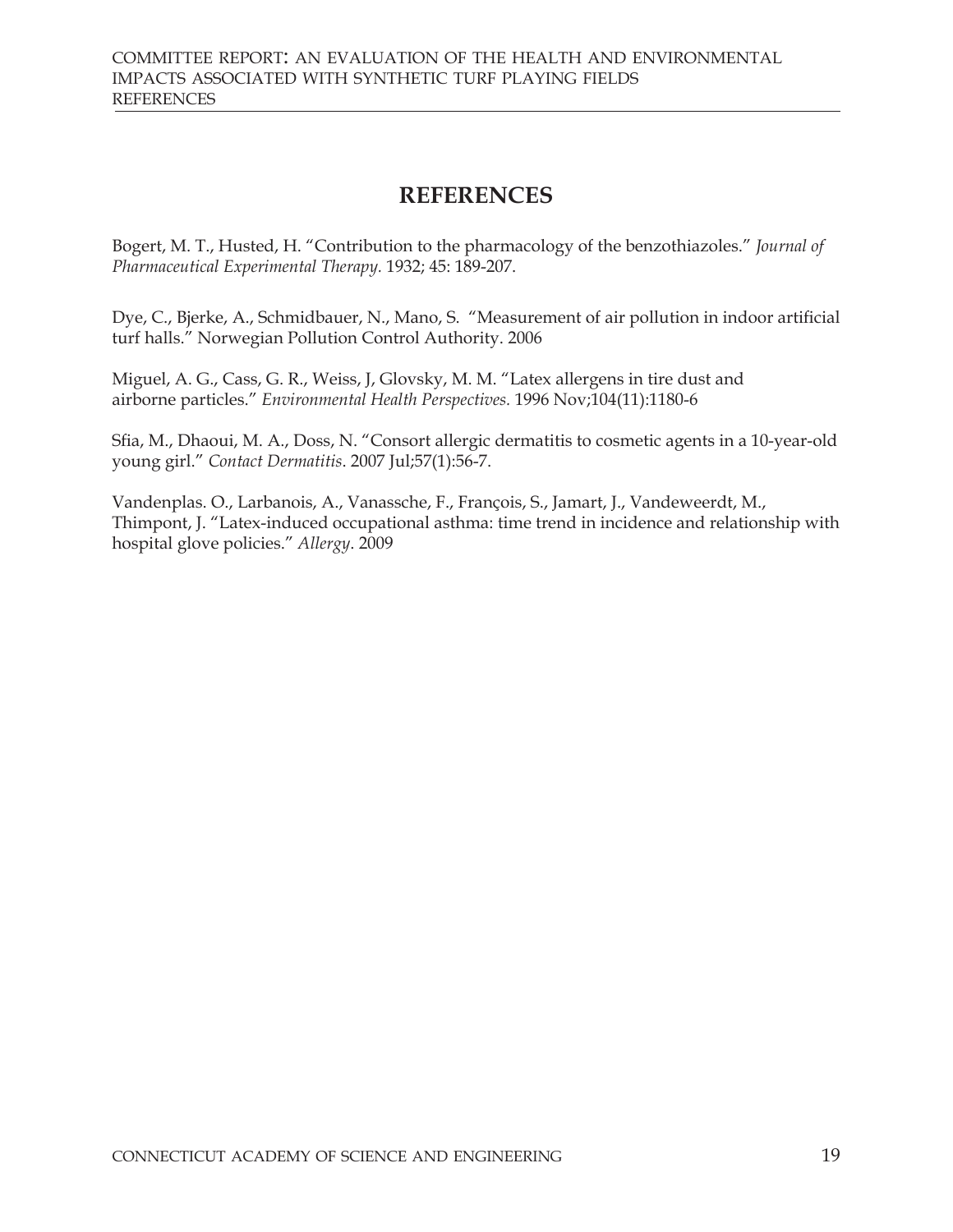# REFERENCES

Bogert, M. T., Husted, H. "Contribution to the pharmacology of the benzothiazoles." *Journal of Pharmaceutical Experimental Therapy.* 1932; 45: 189-207.

Dye, C., Bjerke, A., Schmidbauer, N., Mano, S. "Measurement of air pollution in indoor artificial turf halls." Norwegian Pollution Control Authority. 2006

Miguel, A. G., Cass, G. R., Weiss, J, Glovsky, M. M. "Latex allergens in tire dust and airborne particles." *Environmental Health Perspectives.* 1996 Nov;104(11):1180-6

Sfia, M., Dhaoui, M. A., Doss, N. "Consort allergic dermatitis to cosmetic agents in a 10-year-old young girl." *Contact Dermatitis*. 2007 Jul;57(1):56-7.

Vandenplas. O., Larbanois, A., Vanassche, F., François, S., Jamart, J., Vandeweerdt, M., Thimpont, J. "Latex-induced occupational asthma: time trend in incidence and relationship with hospital glove policies." *Allergy*. 2009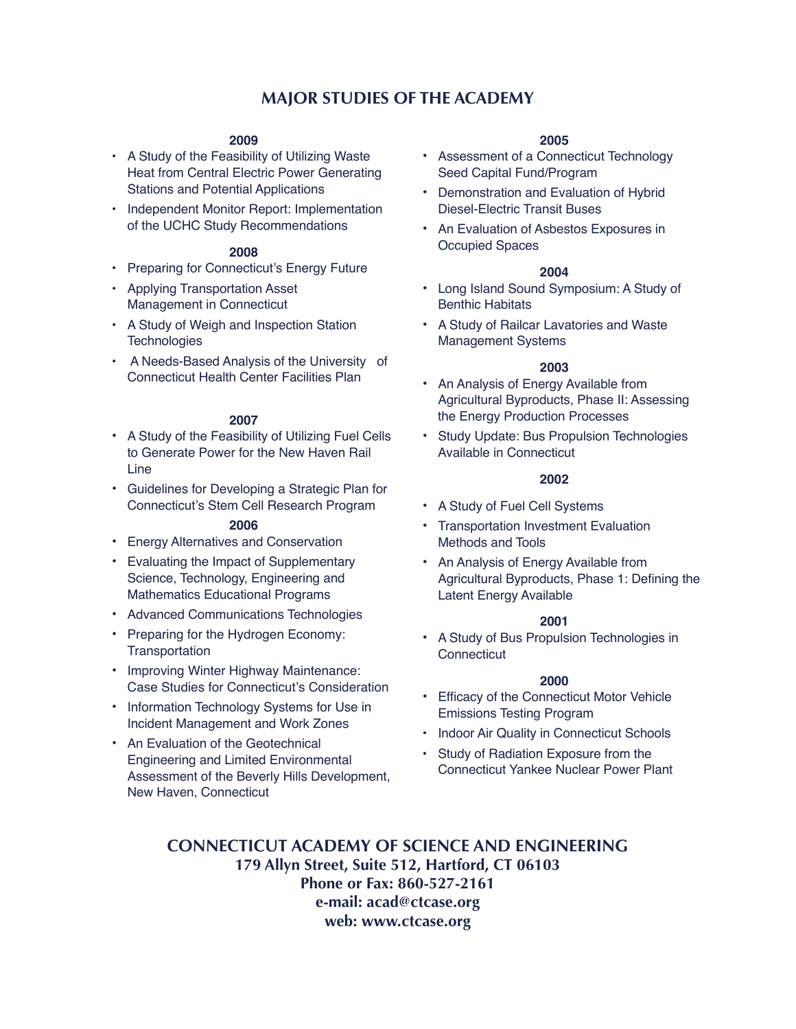# MAJOR STUDIES OF THE ACADEMY

**2009**

- A Study of the Feasibility of Utilizing Waste Heat from Central Electric Power Generating Stations and Potential Applications
- Independent Monitor Report: Implementation of the UCHC Study Recommendations

**2008**

- Preparing for Connecticut's Energy Future
- Applying Transportation Asset Management in Connecticut
- A Study of Weigh and Inspection Station Technologies
- A Needs-Based Analysis of the University of Connecticut Health Center Facilities Plan

**2007**

- A Study of the Feasibility of Utilizing Fuel Cells to Generate Power for the New Haven Rail Line
- Guidelines for Developing a Strategic Plan for Connecticut's Stem Cell Research Program

**2006**

- Energy Alternatives and Conservation
- Evaluating the Impact of Supplementary Science, Technology, Engineering and Mathematics Educational Programs
- Advanced Communications Technologies
- Preparing for the Hydrogen Economy: Transportation
- Improving Winter Highway Maintenance: Case Studies for Connecticut's Consideration
- Information Technology Systems for Use in Incident Management and Work Zones
- An Evaluation of the Geotechnical Engineering and Limited Environmental Assessment of the Beverly Hills Development, New Haven, Connecticut

**2005**

- Assessment of a Connecticut Technology Seed Capital Fund/Program
- Demonstration and Evaluation of Hybrid Diesel-Electric Transit Buses
- An Evaluation of Asbestos Exposures in Occupied Spaces

**2004**

- Long Island Sound Symposium: A Study of Benthic Habitats
- A Study of Railcar Lavatories and Waste Management Systems

**2003**

- An Analysis of Energy Available from Agricultural Byproducts, Phase II: Assessing the Energy Production Processes
- Study Update: Bus Propulsion Technologies Available in Connecticut

**2002**

- A Study of Fuel Cell Systems
- Transportation Investment Evaluation Methods and Tools
- An Analysis of Energy Available from Agricultural Byproducts, Phase 1: Defining the Latent Energy Available

**2001**

- A Study of Bus Propulsion Technologies in Connecticut

**2000**

- Efficacy of the Connecticut Motor Vehicle Emissions Testing Program
- Indoor Air Quality in Connecticut Schools
- Study of Radiation Exposure from the Connecticut Yankee Nuclear Power Plant

**CONNECTICUT ACADEMY OF SCIENCE AND ENGINEERING**
**179 Allyn Street, Suite 512, Hartford, CT 06103**
**Phone or Fax: 860-527-2161**
**e-mail: acad@ctcase.org**
**web: www.ctcase.org**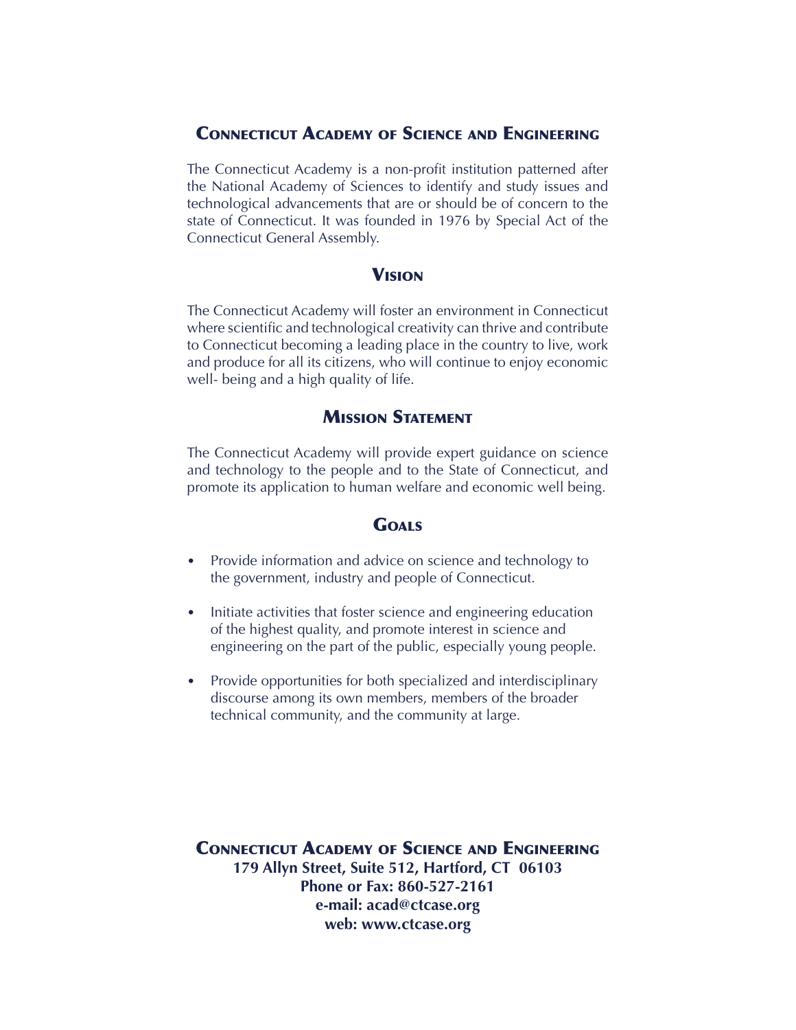## Connecticut Academy of Science and Engineering

The Connecticut Academy is a non-profit institution patterned after the National Academy of Sciences to identify and study issues and technological advancements that are or should be of concern to the state of Connecticut. It was founded in 1976 by Special Act of the Connecticut General Assembly.

## Vision

The Connecticut Academy will foster an environment in Connecticut where scientific and technological creativity can thrive and contribute to Connecticut becoming a leading place in the country to live, work and produce for all its citizens, who will continue to enjoy economic well- being and a high quality of life.

## Mission Statement

The Connecticut Academy will provide expert guidance on science and technology to the people and to the State of Connecticut, and promote its application to human welfare and economic well being.

## Goals

- Provide information and advice on science and technology to the government, industry and people of Connecticut.
- Initiate activities that foster science and engineering education of the highest quality, and promote interest in science and engineering on the part of the public, especially young people.
- Provide opportunities for both specialized and interdisciplinary discourse among its own members, members of the broader technical community, and the community at large.

**Connecticut Academy of Science and Engineering**
**179 Allyn Street, Suite 512, Hartford, CT 06103**
**Phone or Fax: 860-527-2161**
**e-mail: acad@ctcase.org**
**web: www.ctcase.org**